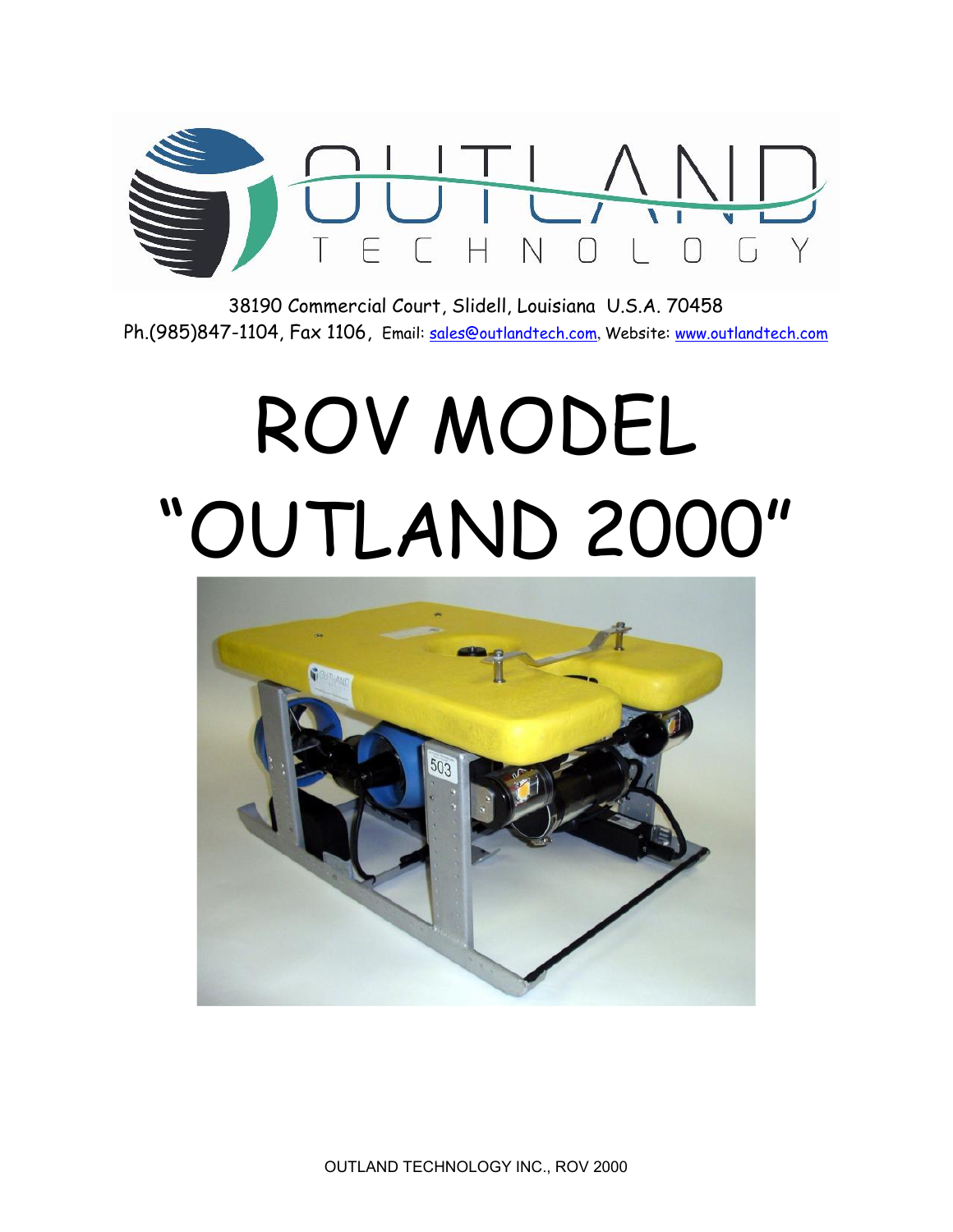38190 Commercial Court, Slidell, Louisiana U.S.A. 70458

Ph.(985)847-1104, Fax 1106, Email: sales@outlandtech.com, Website: www.outlandtech.com

# ROV MODEL "OUTLAND 2000"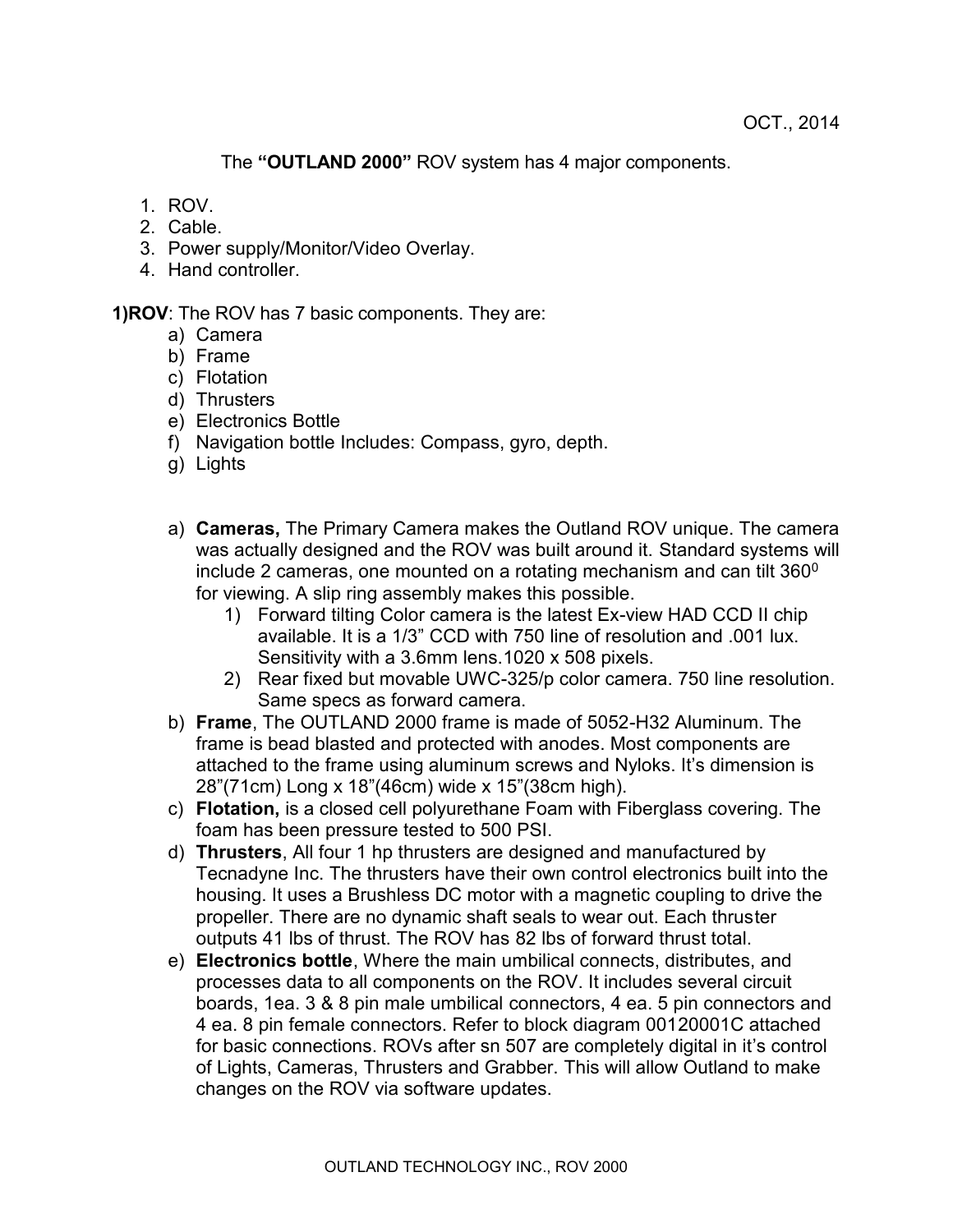OCT., 2014

The **"OUTLAND 2000"** ROV system has 4 major components.

1. ROV.
2. Cable.
3. Power supply/Monitor/Video Overlay.
4. Hand controller.

**1)ROV**: The ROV has 7 basic components. They are:

a) Camera
b) Frame
c) Flotation
d) Thrusters
e) Electronics Bottle
f) Navigation bottle Includes: Compass, gyro, depth.
g) Lights

a) **Cameras,** The Primary Camera makes the Outland ROV unique. The camera was actually designed and the ROV was built around it. Standard systems will include 2 cameras, one mounted on a rotating mechanism and can tilt $360^0$ for viewing. A slip ring assembly makes this possible.
   1) Forward tilting Color camera is the latest Ex-view HAD CCD II chip available. It is a 1/3" CCD with 750 line of resolution and .001 lux. Sensitivity with a 3.6mm lens.1020 x 508 pixels.
   2) Rear fixed but movable UWC-325/p color camera. 750 line resolution. Same specs as forward camera.

b) **Frame**, The OUTLAND 2000 frame is made of 5052-H32 Aluminum. The frame is bead blasted and protected with anodes. Most components are attached to the frame using aluminum screws and Nyloks. It's dimension is 28"(71cm) Long x 18"(46cm) wide x 15"(38cm high).

c) **Flotation,** is a closed cell polyurethane Foam with Fiberglass covering. The foam has been pressure tested to 500 PSI.

d) **Thrusters**, All four 1 hp thrusters are designed and manufactured by Tecnadyne Inc. The thrusters have their own control electronics built into the housing. It uses a Brushless DC motor with a magnetic coupling to drive the propeller. There are no dynamic shaft seals to wear out. Each thruster outputs 41 lbs of thrust. The ROV has 82 lbs of forward thrust total.

e) **Electronics bottle**, Where the main umbilical connects, distributes, and processes data to all components on the ROV. It includes several circuit boards, 1ea. 3 & 8 pin male umbilical connectors, 4 ea. 5 pin connectors and 4 ea. 8 pin female connectors. Refer to block diagram 00120001C attached for basic connections. ROVs after sn 507 are completely digital in it's control of Lights, Cameras, Thrusters and Grabber. This will allow Outland to make changes on the ROV via software updates.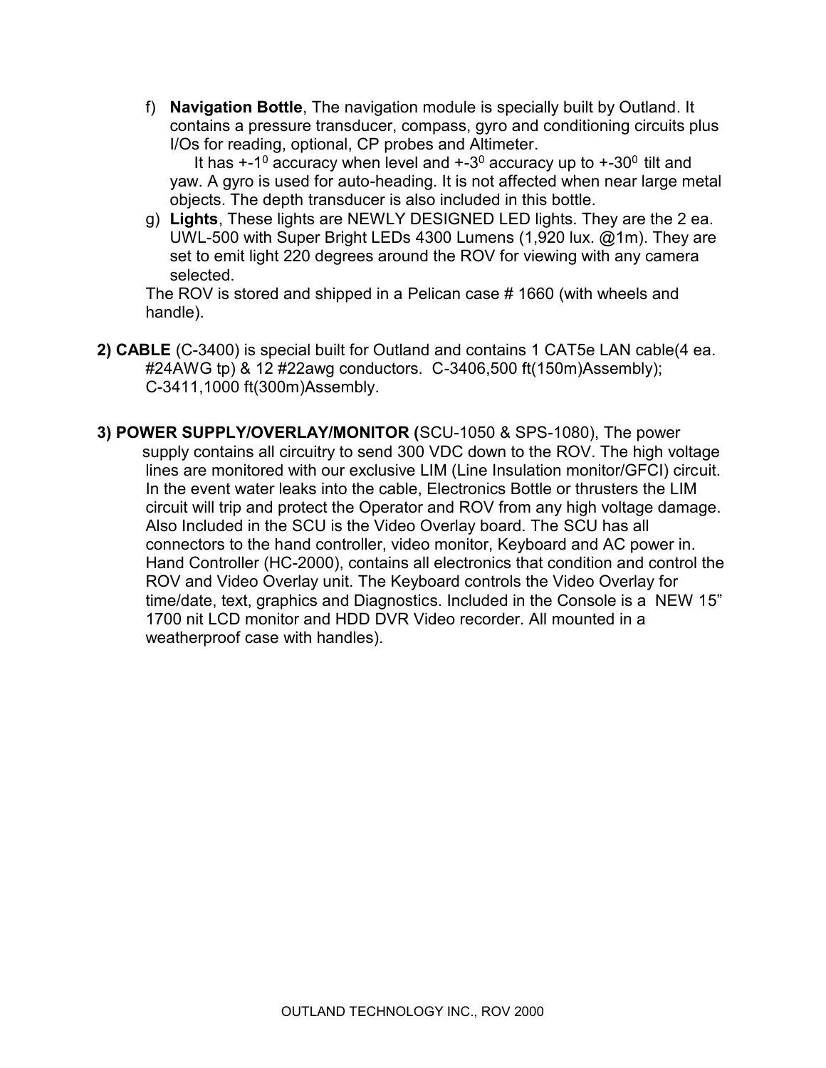f) **Navigation Bottle**, The navigation module is specially built by Outland. It contains a pressure transducer, compass, gyro and conditioning circuits plus I/Os for reading, optional, CP probes and Altimeter.
   It has +-$1^0$ accuracy when level and +-$3^0$ accuracy up to +-$30^0$ tilt and yaw. A gyro is used for auto-heading. It is not affected when near large metal objects. The depth transducer is also included in this bottle.

g) **Lights**, These lights are NEWLY DESIGNED LED lights. They are the 2 ea. UWL-500 with Super Bright LEDs 4300 Lumens (1,920 lux. @1m). They are set to emit light 220 degrees around the ROV for viewing with any camera selected.

The ROV is stored and shipped in a Pelican case # 1660 (with wheels and handle).

**2) CABLE** (C-3400) is special built for Outland and contains 1 CAT5e LAN cable(4 ea. #24AWG tp) & 12 #22awg conductors. C-3406,500 ft(150m)Assembly); C-3411,1000 ft(300m)Assembly.

**3) POWER SUPPLY/OVERLAY/MONITOR (**SCU-1050 & SPS-1080), The power supply contains all circuitry to send 300 VDC down to the ROV. The high voltage lines are monitored with our exclusive LIM (Line Insulation monitor/GFCI) circuit. In the event water leaks into the cable, Electronics Bottle or thrusters the LIM circuit will trip and protect the Operator and ROV from any high voltage damage. Also Included in the SCU is the Video Overlay board. The SCU has all connectors to the hand controller, video monitor, Keyboard and AC power in. Hand Controller (HC-2000), contains all electronics that condition and control the ROV and Video Overlay unit. The Keyboard controls the Video Overlay for time/date, text, graphics and Diagnostics. Included in the Console is a NEW 15" 1700 nit LCD monitor and HDD DVR Video recorder. All mounted in a weatherproof case with handles).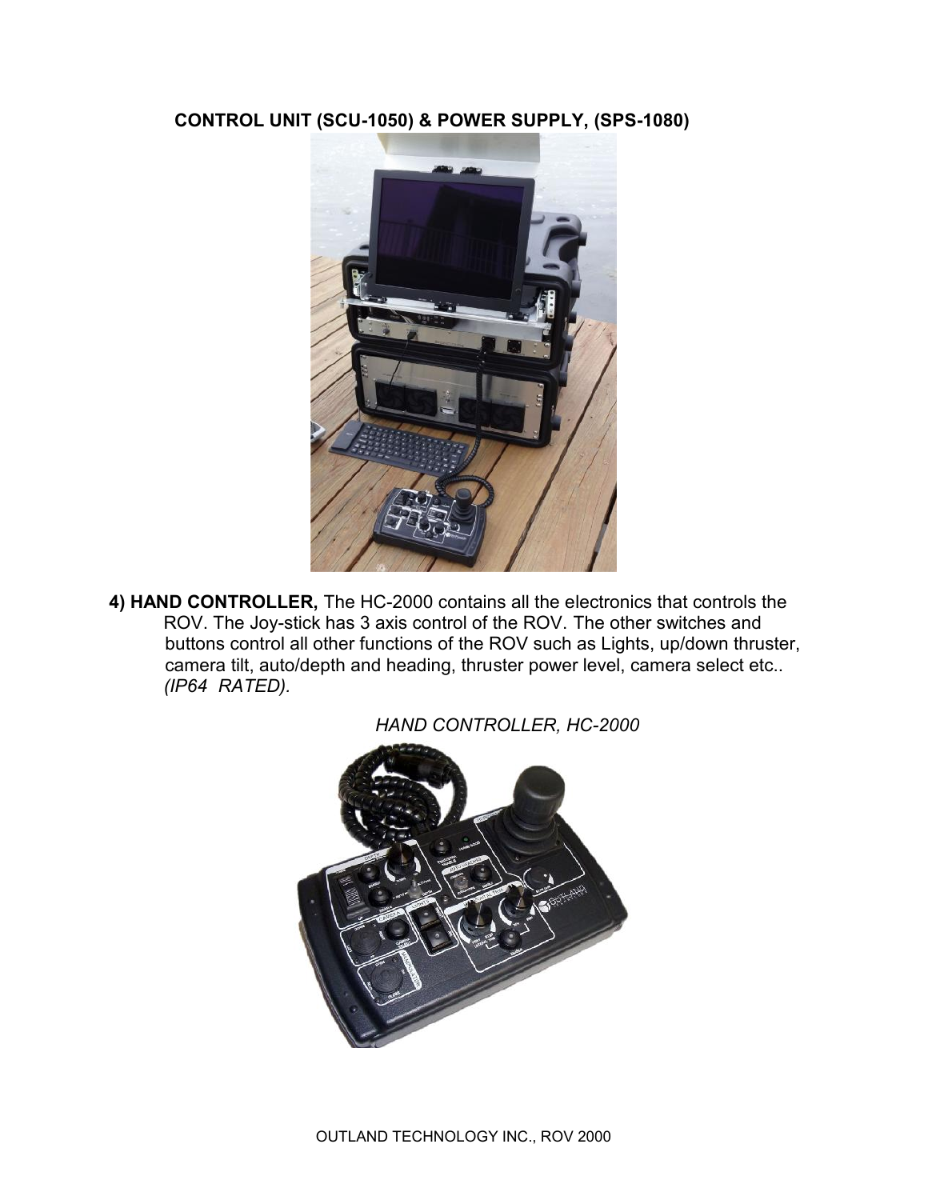**CONTROL UNIT (SCU-1050) & POWER SUPPLY, (SPS-1080)**

**4) HAND CONTROLLER,** The HC-2000 contains all the electronics that controls the ROV. The Joy-stick has 3 axis control of the ROV. The other switches and buttons control all other functions of the ROV such as Lights, up/down thruster, camera tilt, auto/depth and heading, thruster power level, camera select etc.. *(IP64 RATED).*

*HAND CONTROLLER, HC-2000*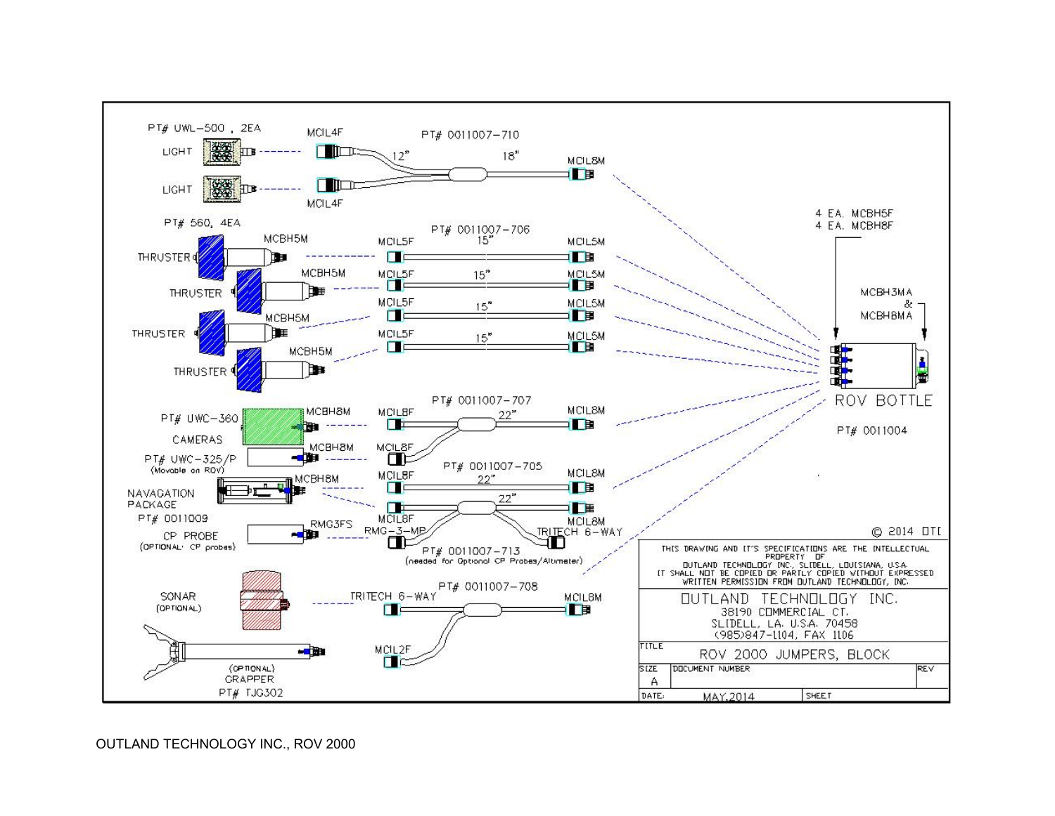PT# UWL-500 , 2EA

LIGHT

LIGHT

MCIL4F

MCIL4F

PT# 0011007-710

12"

18"

MCIL8M

PT# 560, 4EA

THRUSTER

THRUSTER

THRUSTER

THRUSTER

MCBH5M

MCBH5M

MCBH5M

MCBH5M

PT# 0011007-706

MCIL5F 15" MCIL5M

MCIL5F 15" MCIL5M

MCIL5F 15" MCIL5M

MCIL5F 15" MCIL5M

4 EA. MCBH5F
4 EA. MCBH8F

MCBH3MA
&
MCBH8MA

ROV BOTTLE

PT# 0011004

PT# UWC-360

CAMERAS

MCBH8M

PT# UWC-325/P
(Movable on ROV)

MCBH8M

PT# 0011007-707

MCIL8F 22" MCIL8M

MCIL8F

NAVAGATION PACKAGE

PT# 0011009

MCBH8M

PT# 0011007-705

MCIL8F 22" MCIL8M

MCIL8F 22" MCIL8M

CP PROBE
(OPTIONAL: CP probes)

RMG3FS

RMG-3-MP

TRITECH 6-WAY

PT# 0011007-713
(needed for Optional CP Probes/Altimeter)

SONAR
(OPTIONAL)

PT# 0011007-708

TRITECH 6-WAY

MCIL8M

MCIL2F

(OPTIONAL)
GRAPPER
PT# TJG302

© 2014 OTI

THIS DRAWING AND IT'S SPECIFICATIONS ARE THE INTELLECTUAL PROPERTY OF OUTLAND TECHNOLOGY INC., SLIDELL, LOUISIANA, U.S.A. IT SHALL NOT BE COPIED OR PARTLY COPIED WITHOUT EXPRESSED WRITTEN PERMISSION FROM OUTLAND TECHNOLOGY, INC.

OUTLAND TECHNOLOGY INC.
38190 COMMERCIAL CT.
SLIDELL, LA. U.S.A. 70458
(985)847-1104, FAX 1106

| TITLE | ROV 2000 JUMPERS, BLOCK | |
|---|---|---|
| SIZE A | DOCUMENT NUMBER | REV |
| DATE: MAY,2014 | SHEET | |

OUTLAND TECHNOLOGY INC., ROV 2000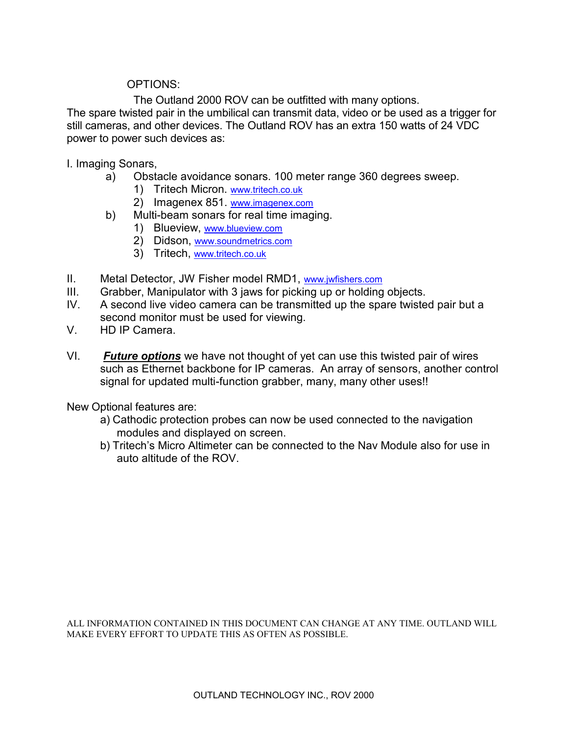OPTIONS:

The Outland 2000 ROV can be outfitted with many options. The spare twisted pair in the umbilical can transmit data, video or be used as a trigger for still cameras, and other devices. The Outland ROV has an extra 150 watts of 24 VDC power to power such devices as:

I. Imaging Sonars,

- a) Obstacle avoidance sonars. 100 meter range 360 degrees sweep.
  1) Tritech Micron. www.tritech.co.uk
  2) Imagenex 851. www.imagenex.com
- b) Multi-beam sonars for real time imaging.
  1) Blueview, www.blueview.com
  2) Didson, www.soundmetrics.com
  3) Tritech, www.tritech.co.uk

II. Metal Detector, JW Fisher model RMD1, www.jwfishers.com

III. Grabber, Manipulator with 3 jaws for picking up or holding objects.

IV. A second live video camera can be transmitted up the spare twisted pair but a second monitor must be used for viewing.

V. HD IP Camera.

VI. ***Future options*** we have not thought of yet can use this twisted pair of wires such as Ethernet backbone for IP cameras. An array of sensors, another control signal for updated multi-function grabber, many, many other uses!!

New Optional features are:

- a) Cathodic protection probes can now be used connected to the navigation modules and displayed on screen.
- b) Tritech's Micro Altimeter can be connected to the Nav Module also for use in auto altitude of the ROV.

ALL INFORMATION CONTAINED IN THIS DOCUMENT CAN CHANGE AT ANY TIME. OUTLAND WILL MAKE EVERY EFFORT TO UPDATE THIS AS OFTEN AS POSSIBLE.